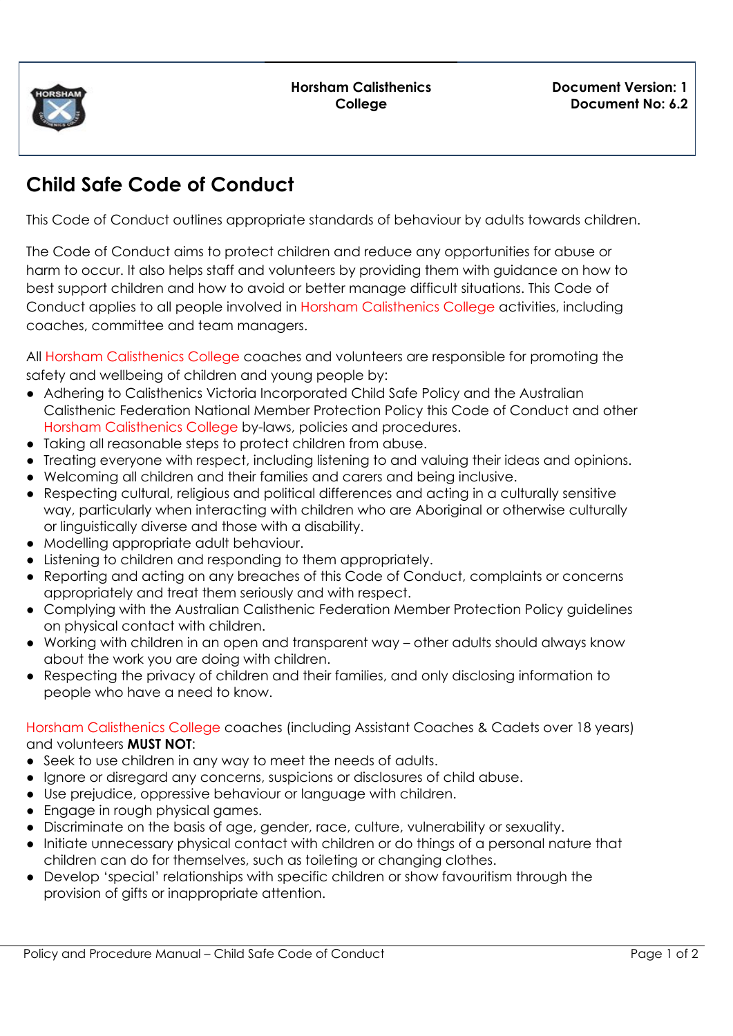| | Horsham Calisthenics College | Document Version: 1<br>Document No: 6.2 |
|---|---|---|

# Child Safe Code of Conduct

This Code of Conduct outlines appropriate standards of behaviour by adults towards children.

The Code of Conduct aims to protect children and reduce any opportunities for abuse or harm to occur. It also helps staff and volunteers by providing them with guidance on how to best support children and how to avoid or better manage difficult situations. This Code of Conduct applies to all people involved in Horsham Calisthenics College activities, including coaches, committee and team managers.

All Horsham Calisthenics College coaches and volunteers are responsible for promoting the safety and wellbeing of children and young people by:

- Adhering to Calisthenics Victoria Incorporated Child Safe Policy and the Australian Calisthenic Federation National Member Protection Policy this Code of Conduct and other Horsham Calisthenics College by-laws, policies and procedures.
- Taking all reasonable steps to protect children from abuse.
- Treating everyone with respect, including listening to and valuing their ideas and opinions.
- Welcoming all children and their families and carers and being inclusive.
- Respecting cultural, religious and political differences and acting in a culturally sensitive way, particularly when interacting with children who are Aboriginal or otherwise culturally or linguistically diverse and those with a disability.
- Modelling appropriate adult behaviour.
- Listening to children and responding to them appropriately.
- Reporting and acting on any breaches of this Code of Conduct, complaints or concerns appropriately and treat them seriously and with respect.
- Complying with the Australian Calisthenic Federation Member Protection Policy guidelines on physical contact with children.
- Working with children in an open and transparent way – other adults should always know about the work you are doing with children.
- Respecting the privacy of children and their families, and only disclosing information to people who have a need to know.

Horsham Calisthenics College coaches (including Assistant Coaches & Cadets over 18 years) and volunteers **MUST NOT**:

- Seek to use children in any way to meet the needs of adults.
- Ignore or disregard any concerns, suspicions or disclosures of child abuse.
- Use prejudice, oppressive behaviour or language with children.
- Engage in rough physical games.
- Discriminate on the basis of age, gender, race, culture, vulnerability or sexuality.
- Initiate unnecessary physical contact with children or do things of a personal nature that children can do for themselves, such as toileting or changing clothes.
- Develop 'special' relationships with specific children or show favouritism through the provision of gifts or inappropriate attention.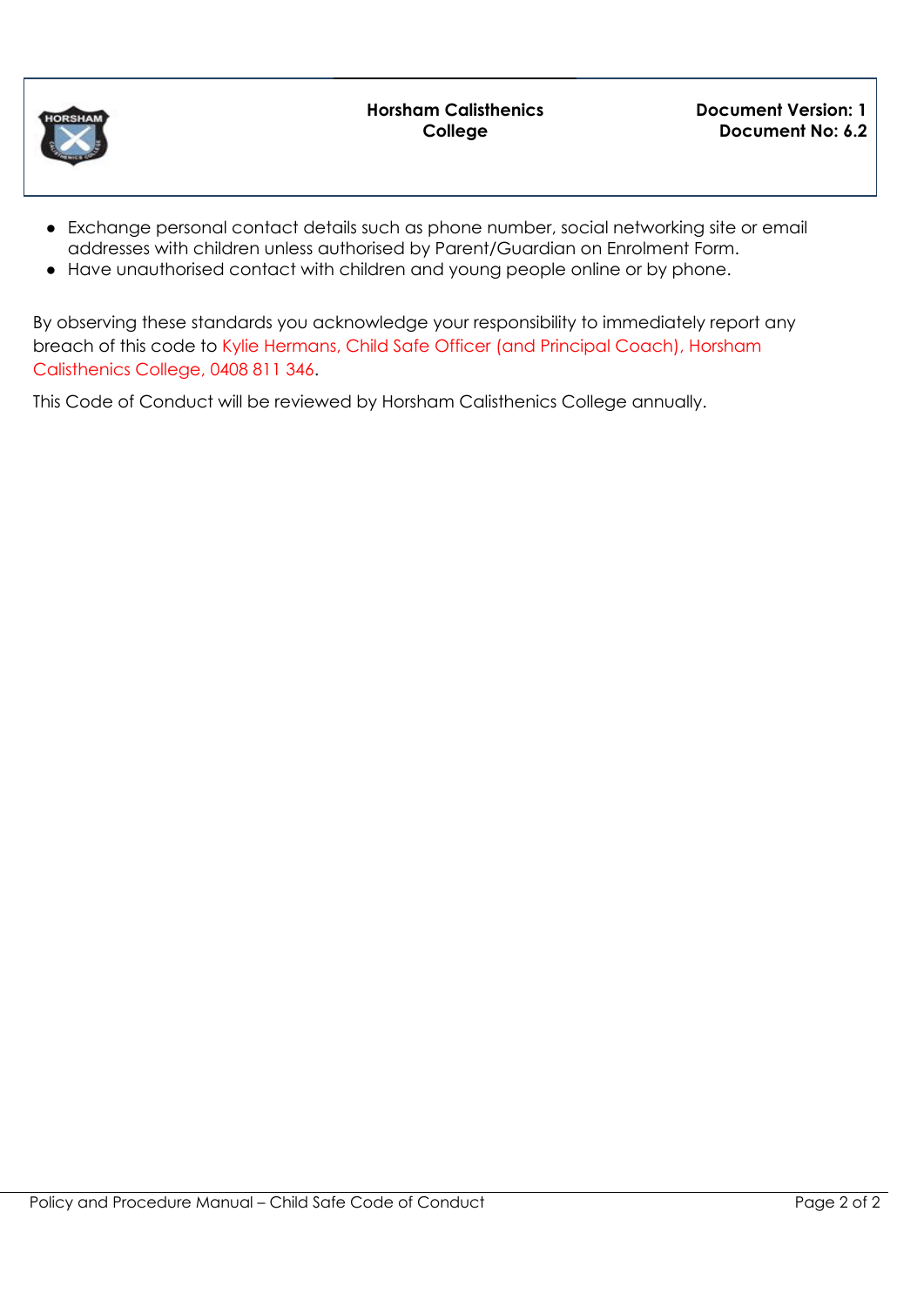- Exchange personal contact details such as phone number, social networking site or email addresses with children unless authorised by Parent/Guardian on Enrolment Form.
- Have unauthorised contact with children and young people online or by phone.

By observing these standards you acknowledge your responsibility to immediately report any breach of this code to Kylie Hermans, Child Safe Officer (and Principal Coach), Horsham Calisthenics College, 0408 811 346.

This Code of Conduct will be reviewed by Horsham Calisthenics College annually.